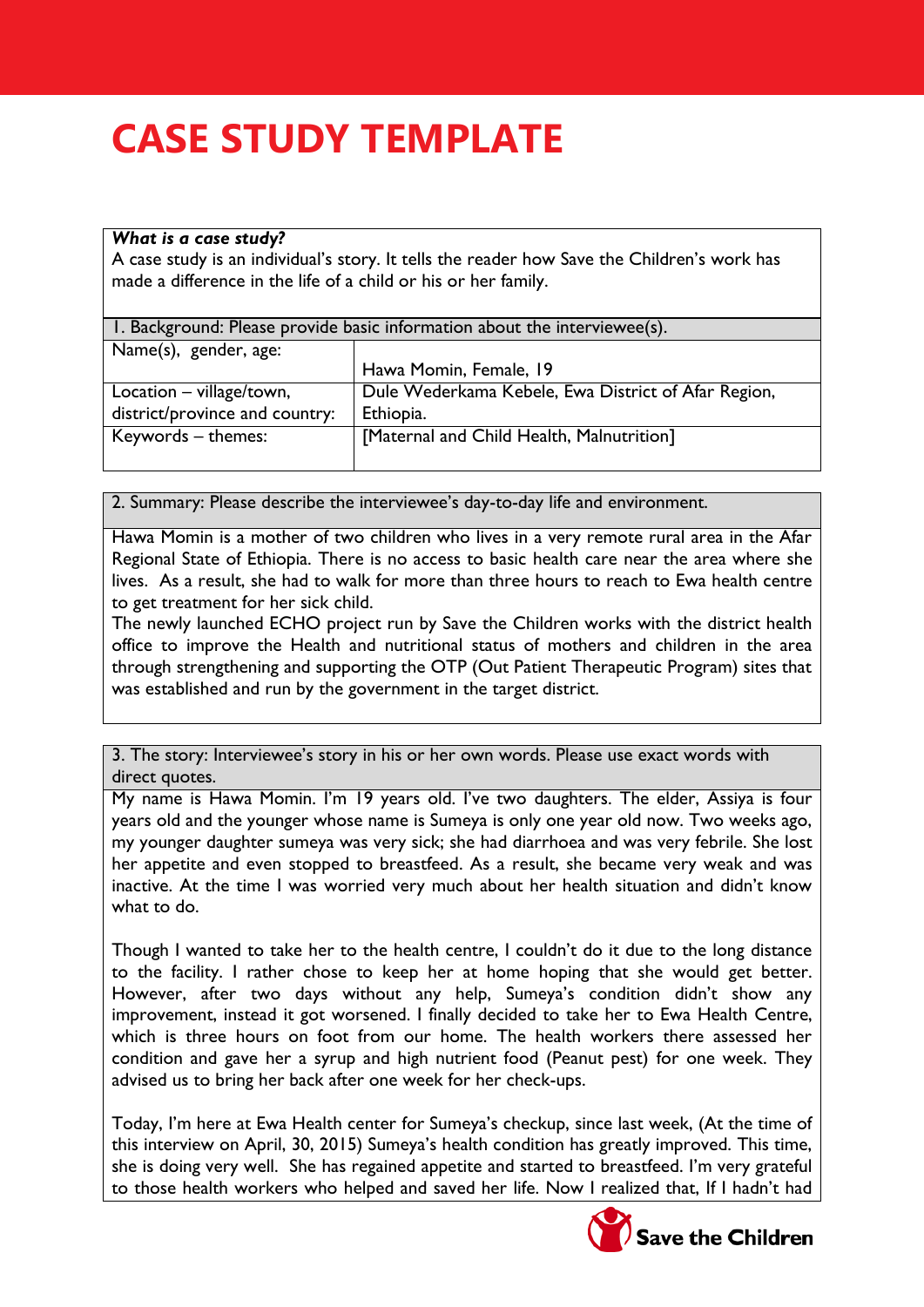# CASE STUDY TEMPLATE

***What is a case study?***
A case study is an individual's story. It tells the reader how Save the Children's work has made a difference in the life of a child or his or her family.

| 1. Background: Please provide basic information about the interviewee(s). | |
|---|---|
| Name(s), gender, age: | Hawa Momin, Female, 19 |
| Location – village/town, district/province and country: | Dule Wederkama Kebele, Ewa District of Afar Region, Ethiopia. |
| Keywords – themes: | [Maternal and Child Health, Malnutrition] |

**2. Summary: Please describe the interviewee's day-to-day life and environment.**

Hawa Momin is a mother of two children who lives in a very remote rural area in the Afar Regional State of Ethiopia. There is no access to basic health care near the area where she lives. As a result, she had to walk for more than three hours to reach to Ewa health centre to get treatment for her sick child.
The newly launched ECHO project run by Save the Children works with the district health office to improve the Health and nutritional status of mothers and children in the area through strengthening and supporting the OTP (Out Patient Therapeutic Program) sites that was established and run by the government in the target district.

**3. The story: Interviewee's story in his or her own words. Please use exact words with direct quotes.**

My name is Hawa Momin. I'm 19 years old. I've two daughters. The elder, Assiya is four years old and the younger whose name is Sumeya is only one year old now. Two weeks ago, my younger daughter sumeya was very sick; she had diarrhoea and was very febrile. She lost her appetite and even stopped to breastfeed. As a result, she became very weak and was inactive. At the time I was worried very much about her health situation and didn't know what to do.

Though I wanted to take her to the health centre, I couldn't do it due to the long distance to the facility. I rather chose to keep her at home hoping that she would get better. However, after two days without any help, Sumeya's condition didn't show any improvement, instead it got worsened. I finally decided to take her to Ewa Health Centre, which is three hours on foot from our home. The health workers there assessed her condition and gave her a syrup and high nutrient food (Peanut pest) for one week. They advised us to bring her back after one week for her check-ups.

Today, I'm here at Ewa Health center for Sumeya's checkup, since last week, (At the time of this interview on April, 30, 2015) Sumeya's health condition has greatly improved. This time, she is doing very well. She has regained appetite and started to breastfeed. I'm very grateful to those health workers who helped and saved her life. Now I realized that, If I hadn't had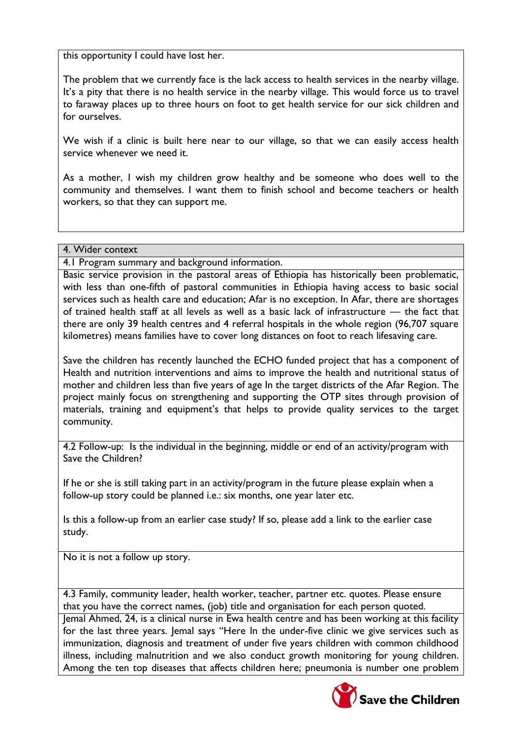this opportunity I could have lost her.

The problem that we currently face is the lack access to health services in the nearby village. It's a pity that there is no health service in the nearby village. This would force us to travel to faraway places up to three hours on foot to get health service for our sick children and for ourselves.

We wish if a clinic is built here near to our village, so that we can easily access health service whenever we need it.

As a mother, I wish my children grow healthy and be someone who does well to the community and themselves. I want them to finish school and become teachers or health workers, so that they can support me.

## 4. Wider context

### 4.1 Program summary and background information.

Basic service provision in the pastoral areas of Ethiopia has historically been problematic, with less than one-fifth of pastoral communities in Ethiopia having access to basic social services such as health care and education; Afar is no exception. In Afar, there are shortages of trained health staff at all levels as well as a basic lack of infrastructure — the fact that there are only 39 health centres and 4 referral hospitals in the whole region (96,707 square kilometres) means families have to cover long distances on foot to reach lifesaving care.

Save the children has recently launched the ECHO funded project that has a component of Health and nutrition interventions and aims to improve the health and nutritional status of mother and children less than five years of age In the target districts of the Afar Region. The project mainly focus on strengthening and supporting the OTP sites through provision of materials, training and equipment's that helps to provide quality services to the target community.

### 4.2 Follow-up: Is the individual in the beginning, middle or end of an activity/program with Save the Children?

If he or she is still taking part in an activity/program in the future please explain when a follow-up story could be planned i.e.: six months, one year later etc.

Is this a follow-up from an earlier case study? If so, please add a link to the earlier case study.

No it is not a follow up story.

### 4.3 Family, community leader, health worker, teacher, partner etc. quotes. Please ensure that you have the correct names, (job) title and organisation for each person quoted.

Jemal Ahmed, 24, is a clinical nurse in Ewa health centre and has been working at this facility for the last three years. Jemal says "Here In the under-five clinic we give services such as immunization, diagnosis and treatment of under five years children with common childhood illness, including malnutrition and we also conduct growth monitoring for young children. Among the ten top diseases that affects children here; pneumonia is number one problem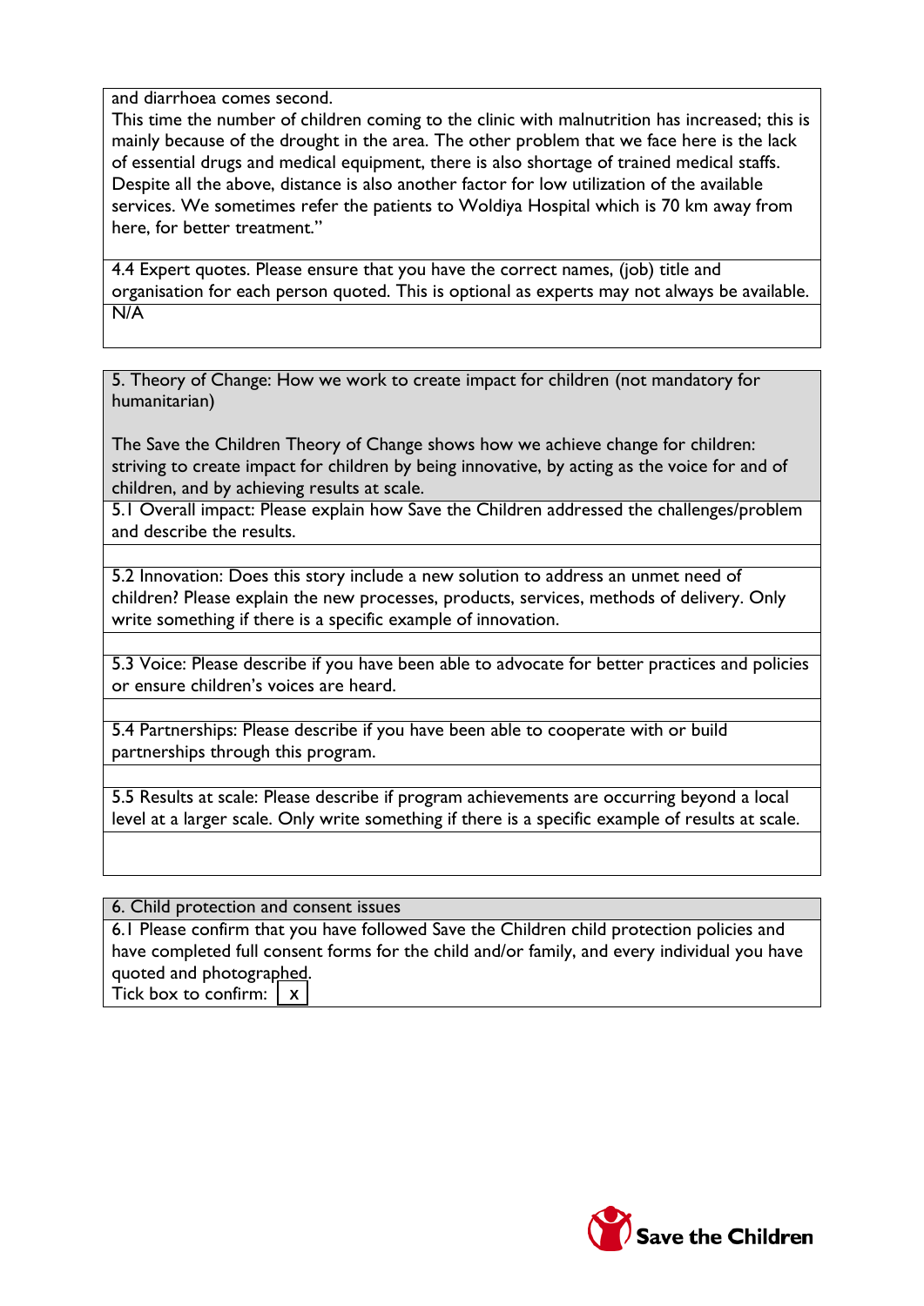and diarrhoea comes second.
This time the number of children coming to the clinic with malnutrition has increased; this is mainly because of the drought in the area. The other problem that we face here is the lack of essential drugs and medical equipment, there is also shortage of trained medical staffs. Despite all the above, distance is also another factor for low utilization of the available services. We sometimes refer the patients to Woldiya Hospital which is 70 km away from here, for better treatment."

4.4 Expert quotes. Please ensure that you have the correct names, (job) title and organisation for each person quoted. This is optional as experts may not always be available.

N/A

## 5. Theory of Change: How we work to create impact for children (not mandatory for humanitarian)

The Save the Children Theory of Change shows how we achieve change for children: striving to create impact for children by being innovative, by acting as the voice for and of children, and by achieving results at scale.

5.1 Overall impact: Please explain how Save the Children addressed the challenges/problem and describe the results.

5.2 Innovation: Does this story include a new solution to address an unmet need of children? Please explain the new processes, products, services, methods of delivery. Only write something if there is a specific example of innovation.

5.3 Voice: Please describe if you have been able to advocate for better practices and policies or ensure children's voices are heard.

5.4 Partnerships: Please describe if you have been able to cooperate with or build partnerships through this program.

5.5 Results at scale: Please describe if program achievements are occurring beyond a local level at a larger scale. Only write something if there is a specific example of results at scale.

## 6. Child protection and consent issues

6.1 Please confirm that you have followed Save the Children child protection policies and have completed full consent forms for the child and/or family, and every individual you have quoted and photographed.

Tick box to confirm: [x]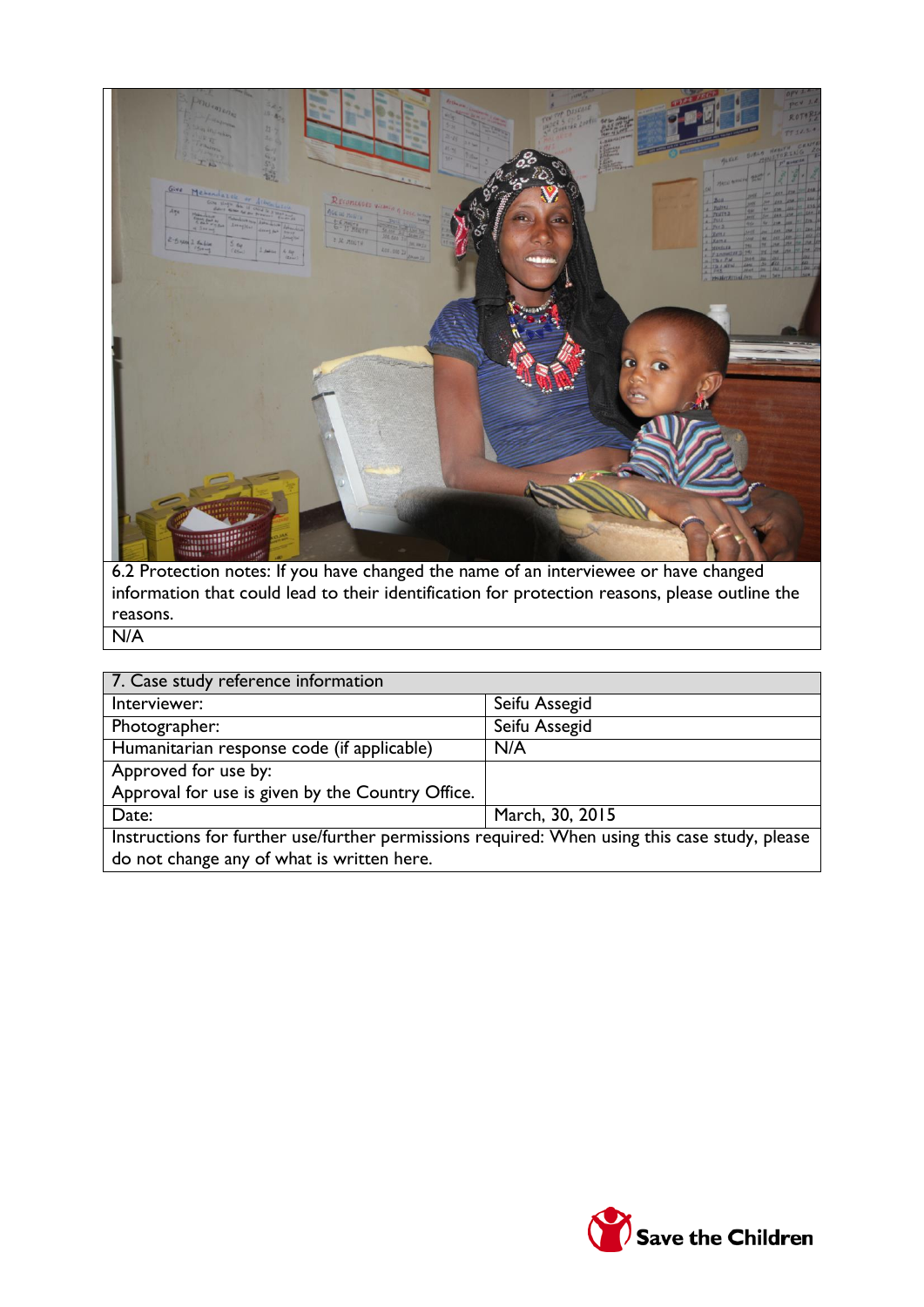6.2 Protection notes: If you have changed the name of an interviewee or have changed information that could lead to their identification for protection reasons, please outline the reasons.

N/A

| 7. Case study reference information | |
|---|---|
| Interviewer: | Seifu Assegid |
| Photographer: | Seifu Assegid |
| Humanitarian response code (if applicable) | N/A |
| Approved for use by:<br>Approval for use is given by the Country Office. | |
| Date: | March, 30, 2015 |
| Instructions for further use/further permissions required: When using this case study, please do not change any of what is written here. | |

Save the Children